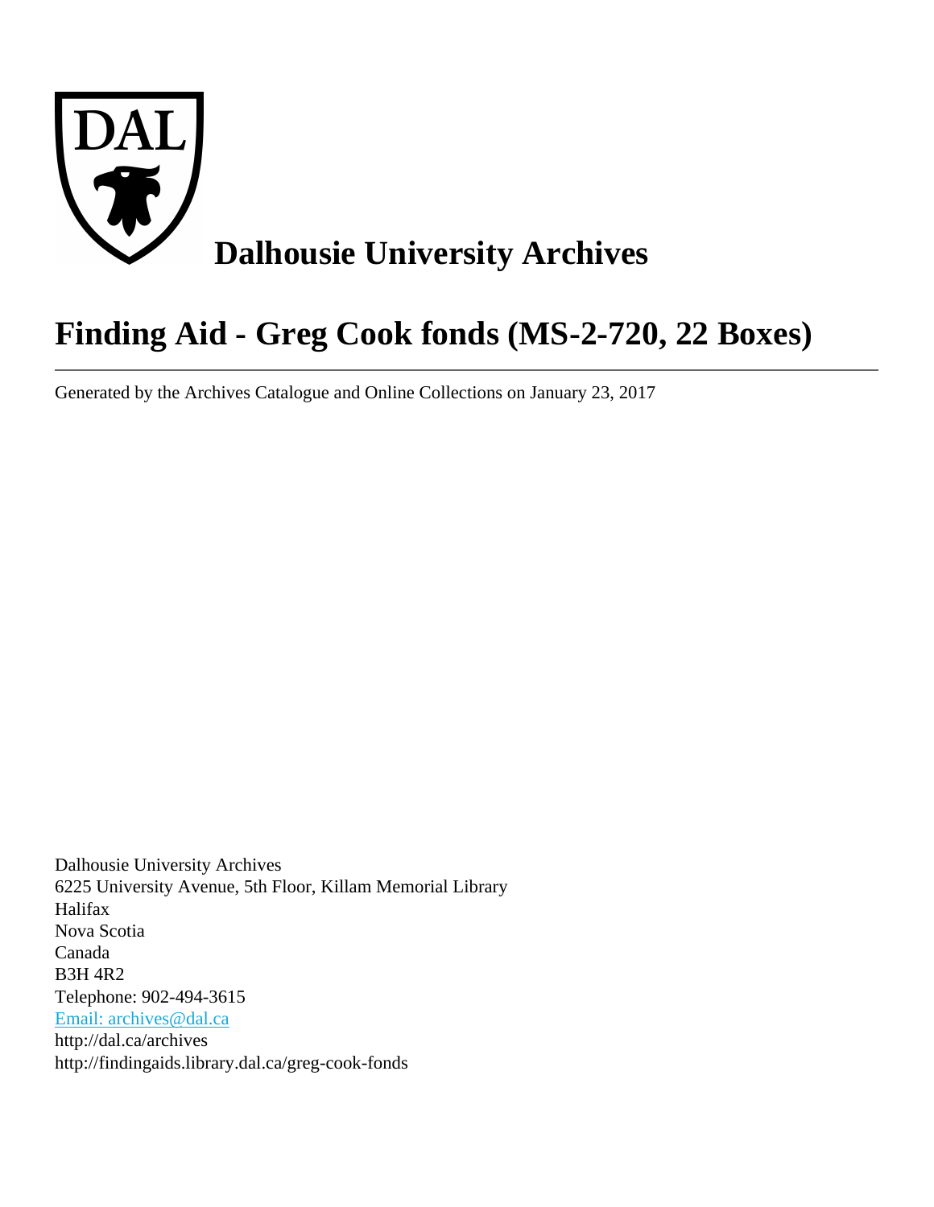# Dalhousie University Archives

# Finding Aid - Greg Cook fonds (MS-2-720, 22 Boxes)

---

Generated by the Archives Catalogue and Online Collections on January 23, 2017

Dalhousie University Archives
6225 University Avenue, 5th Floor, Killam Memorial Library
Halifax
Nova Scotia
Canada
B3H 4R2
Telephone: 902-494-3615
Email: archives@dal.ca
http://dal.ca/archives
http://findingaids.library.dal.ca/greg-cook-fonds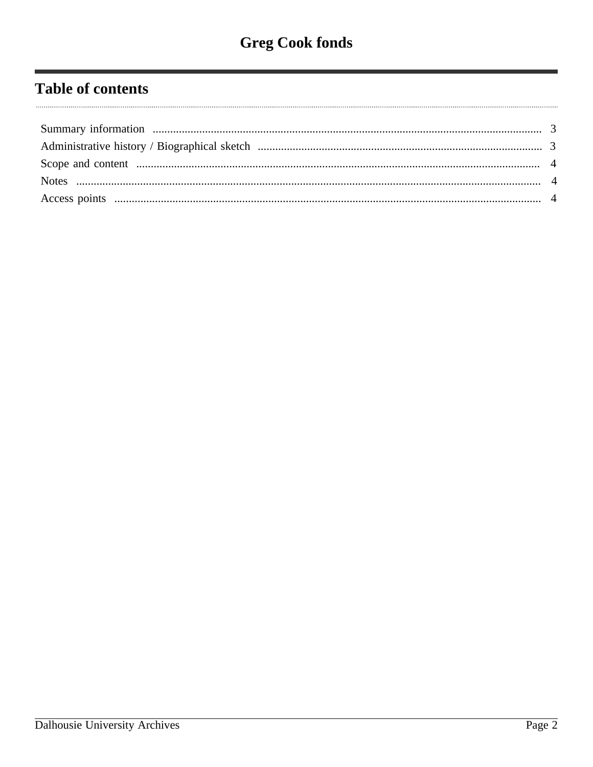# Greg Cook fonds

## Table of contents

- Summary information .......... 3
- Administrative history / Biographical sketch .......... 3
- Scope and content .......... 4
- Notes .......... 4
- Access points .......... 4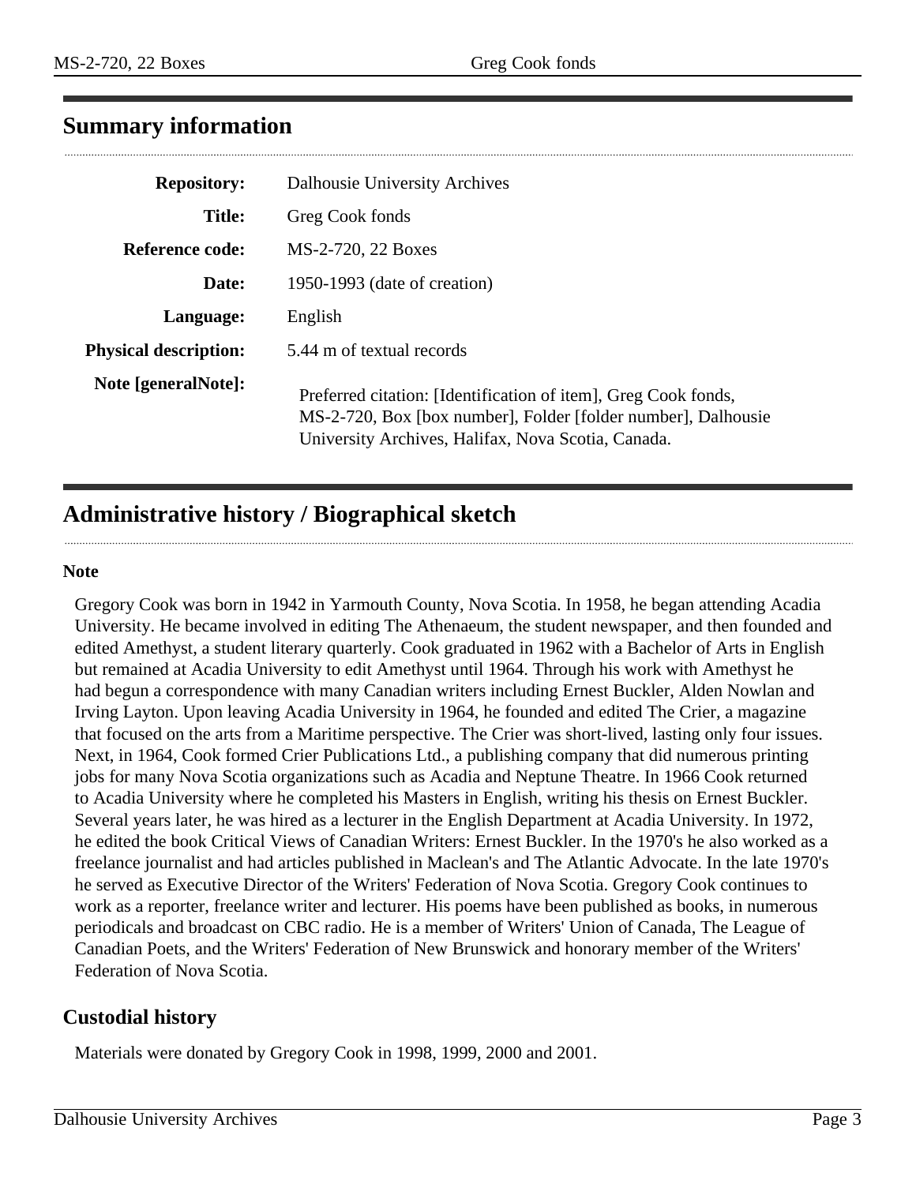## Summary information

| | |
|---|---|
| **Repository:** | Dalhousie University Archives |
| **Title:** | Greg Cook fonds |
| **Reference code:** | MS-2-720, 22 Boxes |
| **Date:** | 1950-1993 (date of creation) |
| **Language:** | English |
| **Physical description:** | 5.44 m of textual records |
| **Note [generalNote]:** | Preferred citation: [Identification of item], Greg Cook fonds, MS-2-720, Box [box number], Folder [folder number], Dalhousie University Archives, Halifax, Nova Scotia, Canada. |

## Administrative history / Biographical sketch

**Note**

Gregory Cook was born in 1942 in Yarmouth County, Nova Scotia. In 1958, he began attending Acadia University. He became involved in editing The Athenaeum, the student newspaper, and then founded and edited Amethyst, a student literary quarterly. Cook graduated in 1962 with a Bachelor of Arts in English but remained at Acadia University to edit Amethyst until 1964. Through his work with Amethyst he had begun a correspondence with many Canadian writers including Ernest Buckler, Alden Nowlan and Irving Layton. Upon leaving Acadia University in 1964, he founded and edited The Crier, a magazine that focused on the arts from a Maritime perspective. The Crier was short-lived, lasting only four issues. Next, in 1964, Cook formed Crier Publications Ltd., a publishing company that did numerous printing jobs for many Nova Scotia organizations such as Acadia and Neptune Theatre. In 1966 Cook returned to Acadia University where he completed his Masters in English, writing his thesis on Ernest Buckler. Several years later, he was hired as a lecturer in the English Department at Acadia University. In 1972, he edited the book Critical Views of Canadian Writers: Ernest Buckler. In the 1970's he also worked as a freelance journalist and had articles published in Maclean's and The Atlantic Advocate. In the late 1970's he served as Executive Director of the Writers' Federation of Nova Scotia. Gregory Cook continues to work as a reporter, freelance writer and lecturer. His poems have been published as books, in numerous periodicals and broadcast on CBC radio. He is a member of Writers' Union of Canada, The League of Canadian Poets, and the Writers' Federation of New Brunswick and honorary member of the Writers' Federation of Nova Scotia.

## Custodial history

Materials were donated by Gregory Cook in 1998, 1999, 2000 and 2001.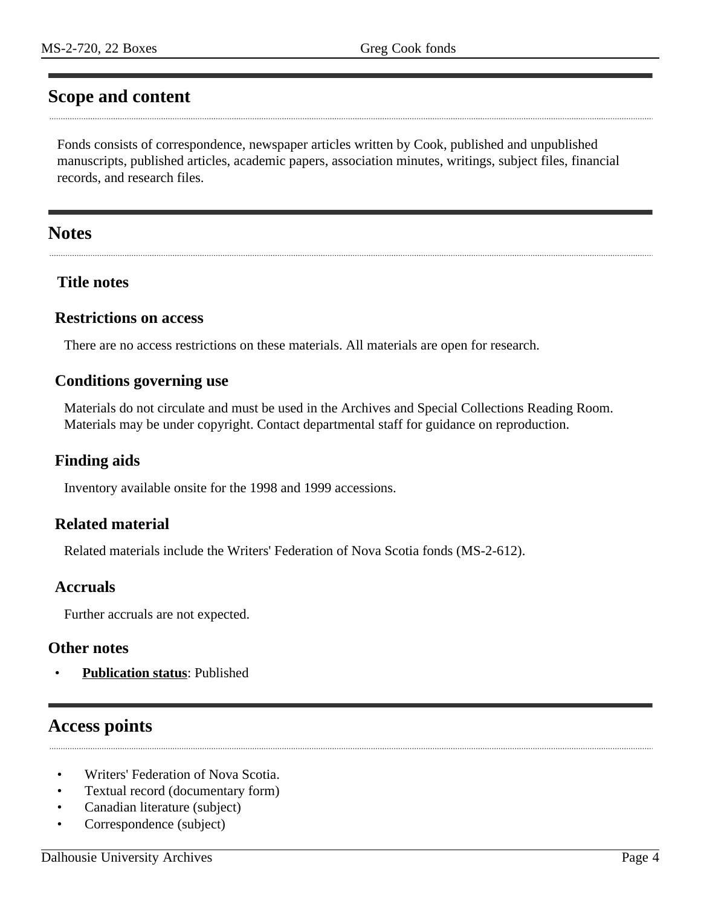## Scope and content

Fonds consists of correspondence, newspaper articles written by Cook, published and unpublished manuscripts, published articles, academic papers, association minutes, writings, subject files, financial records, and research files.

## Notes

### Title notes

### Restrictions on access

There are no access restrictions on these materials. All materials are open for research.

### Conditions governing use

Materials do not circulate and must be used in the Archives and Special Collections Reading Room. Materials may be under copyright. Contact departmental staff for guidance on reproduction.

### Finding aids

Inventory available onsite for the 1998 and 1999 accessions.

### Related material

Related materials include the Writers' Federation of Nova Scotia fonds (MS-2-612).

### Accruals

Further accruals are not expected.

### Other notes

- **Publication status**: Published

## Access points

- Writers' Federation of Nova Scotia.
- Textual record (documentary form)
- Canadian literature (subject)
- Correspondence (subject)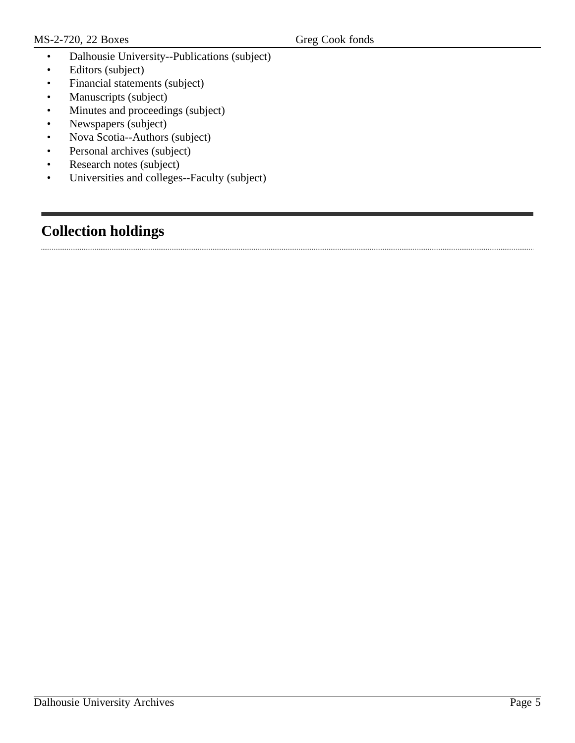- Dalhousie University--Publications (subject)
- Editors (subject)
- Financial statements (subject)
- Manuscripts (subject)
- Minutes and proceedings (subject)
- Newspapers (subject)
- Nova Scotia--Authors (subject)
- Personal archives (subject)
- Research notes (subject)
- Universities and colleges--Faculty (subject)

## Collection holdings